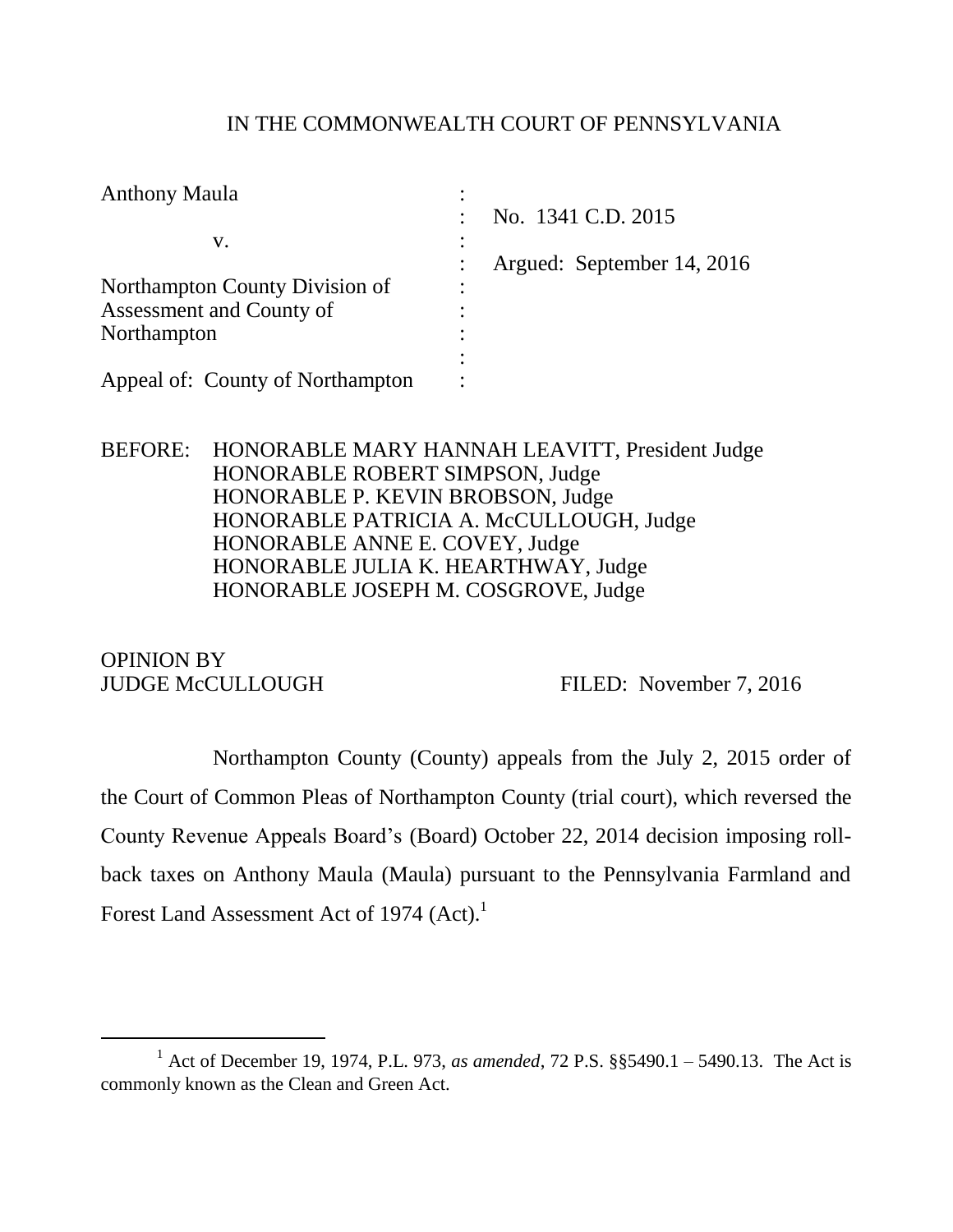IN THE COMMONWEALTH COURT OF PENNSYLVANIA

| | | |
|---|---|---|
| Anthony Maula | : | |
| | : | No. 1341 C.D. 2015 |
| v. | : | |
| | : | Argued: September 14, 2016 |
| Northampton County Division of | : | |
| Assessment and County of | : | |
| Northampton | : | |
| | : | |
| Appeal of: County of Northampton | : | |

BEFORE: HONORABLE MARY HANNAH LEAVITT, President Judge
HONORABLE ROBERT SIMPSON, Judge
HONORABLE P. KEVIN BROBSON, Judge
HONORABLE PATRICIA A. McCULLOUGH, Judge
HONORABLE ANNE E. COVEY, Judge
HONORABLE JULIA K. HEARTHWAY, Judge
HONORABLE JOSEPH M. COSGROVE, Judge

OPINION BY
JUDGE McCULLOUGH FILED: November 7, 2016

Northampton County (County) appeals from the July 2, 2015 order of the Court of Common Pleas of Northampton County (trial court), which reversed the County Revenue Appeals Board's (Board) October 22, 2014 decision imposing roll-back taxes on Anthony Maula (Maula) pursuant to the Pennsylvania Farmland and Forest Land Assessment Act of 1974 (Act).[1]

[1] Act of December 19, 1974, P.L. 973, *as amended*, 72 P.S. §§5490.1 – 5490.13. The Act is commonly known as the Clean and Green Act.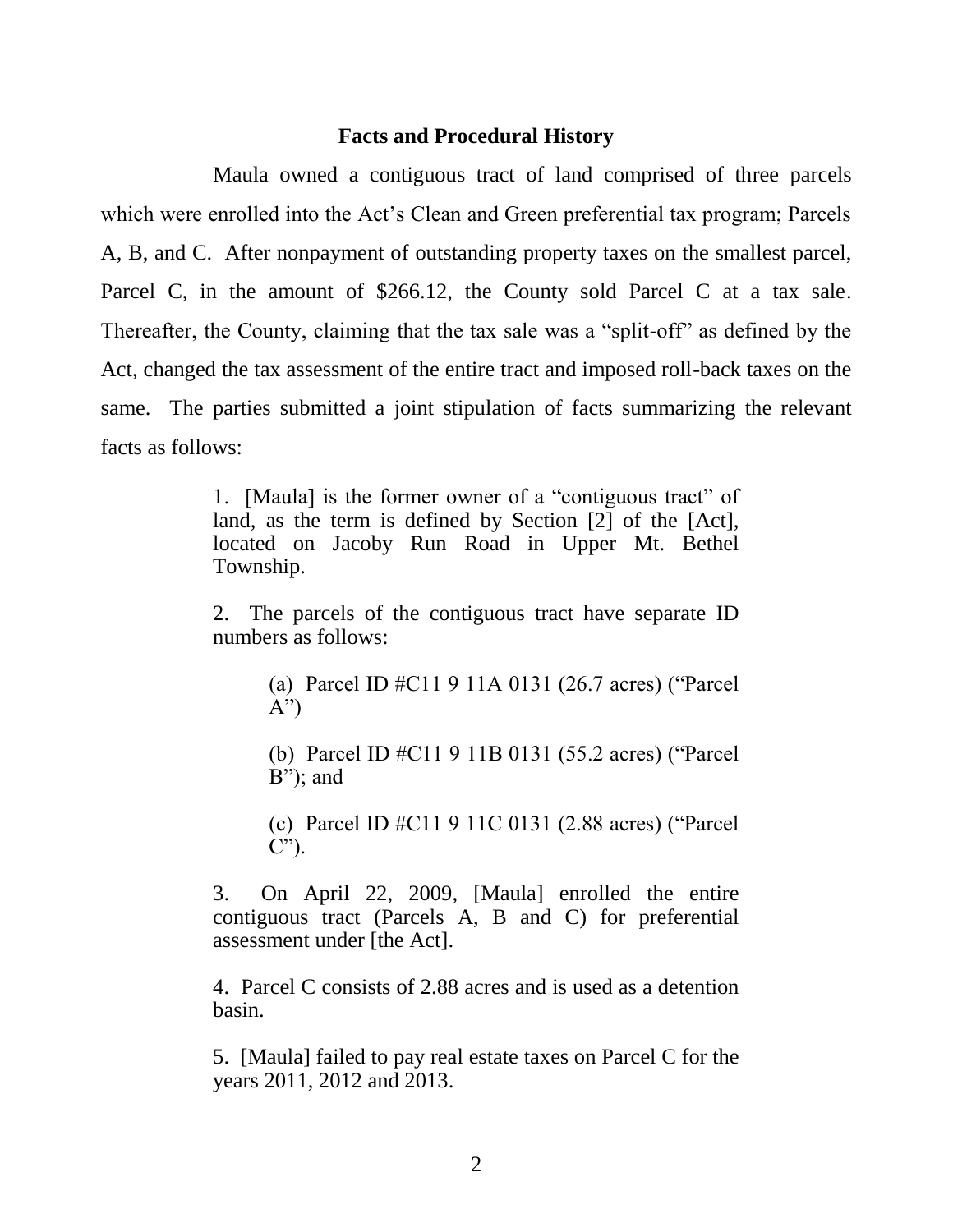## Facts and Procedural History

Maula owned a contiguous tract of land comprised of three parcels which were enrolled into the Act's Clean and Green preferential tax program; Parcels A, B, and C. After nonpayment of outstanding property taxes on the smallest parcel, Parcel C, in the amount of $266.12, the County sold Parcel C at a tax sale. Thereafter, the County, claiming that the tax sale was a "split-off" as defined by the Act, changed the tax assessment of the entire tract and imposed roll-back taxes on the same. The parties submitted a joint stipulation of facts summarizing the relevant facts as follows:

> 1. [Maula] is the former owner of a "contiguous tract" of land, as the term is defined by Section [2] of the [Act], located on Jacoby Run Road in Upper Mt. Bethel Township.
>
> 2. The parcels of the contiguous tract have separate ID numbers as follows:
>
> > (a) Parcel ID #C11 9 11A 0131 (26.7 acres) ("Parcel A")
> >
> > (b) Parcel ID #C11 9 11B 0131 (55.2 acres) ("Parcel B"); and
> >
> > (c) Parcel ID #C11 9 11C 0131 (2.88 acres) ("Parcel C").
>
> 3. On April 22, 2009, [Maula] enrolled the entire contiguous tract (Parcels A, B and C) for preferential assessment under [the Act].
>
> 4. Parcel C consists of 2.88 acres and is used as a detention basin.
>
> 5. [Maula] failed to pay real estate taxes on Parcel C for the years 2011, 2012 and 2013.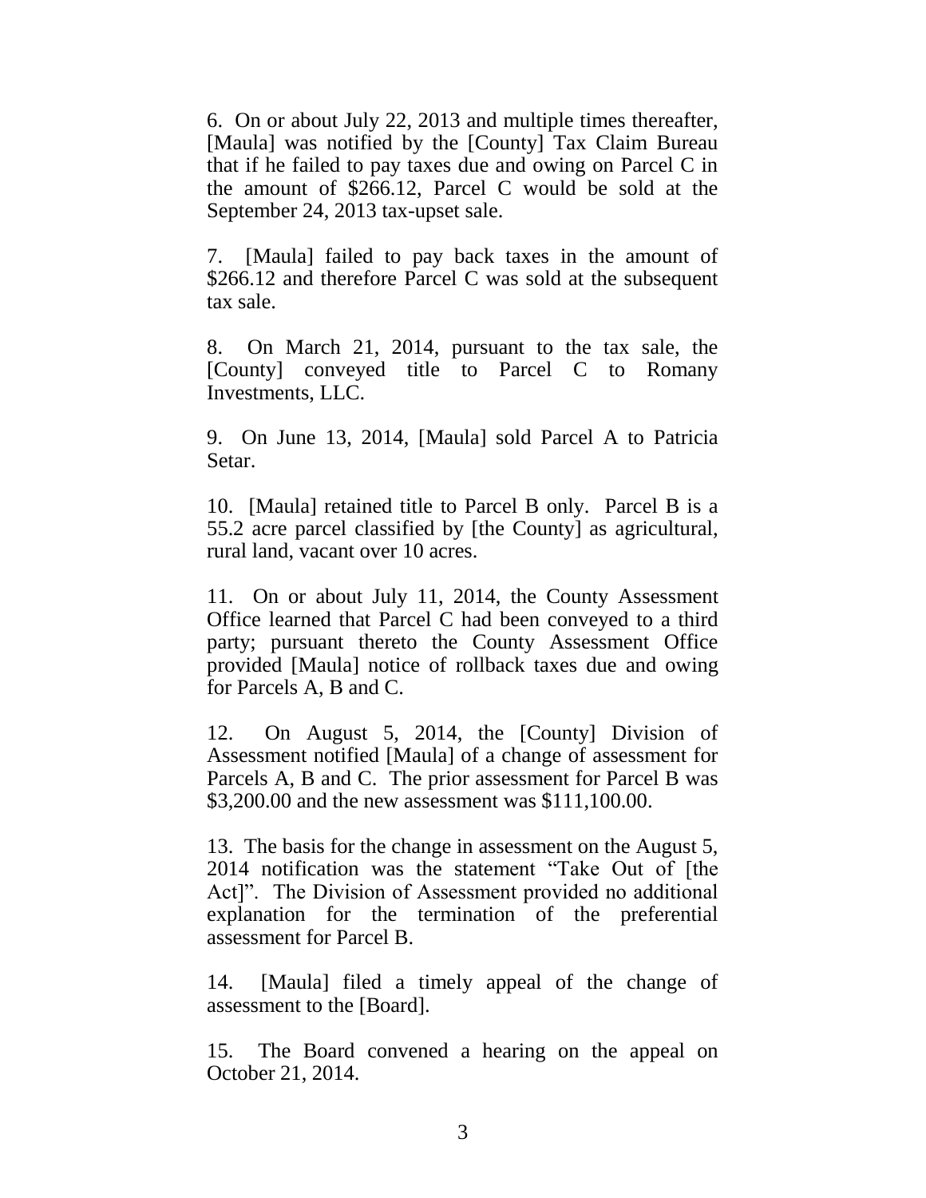6. On or about July 22, 2013 and multiple times thereafter, [Maula] was notified by the [County] Tax Claim Bureau that if he failed to pay taxes due and owing on Parcel C in the amount of $266.12, Parcel C would be sold at the September 24, 2013 tax-upset sale.

7. [Maula] failed to pay back taxes in the amount of $266.12 and therefore Parcel C was sold at the subsequent tax sale.

8. On March 21, 2014, pursuant to the tax sale, the [County] conveyed title to Parcel C to Romany Investments, LLC.

9. On June 13, 2014, [Maula] sold Parcel A to Patricia Setar.

10. [Maula] retained title to Parcel B only. Parcel B is a 55.2 acre parcel classified by [the County] as agricultural, rural land, vacant over 10 acres.

11. On or about July 11, 2014, the County Assessment Office learned that Parcel C had been conveyed to a third party; pursuant thereto the County Assessment Office provided [Maula] notice of rollback taxes due and owing for Parcels A, B and C.

12. On August 5, 2014, the [County] Division of Assessment notified [Maula] of a change of assessment for Parcels A, B and C. The prior assessment for Parcel B was $3,200.00 and the new assessment was $111,100.00.

13. The basis for the change in assessment on the August 5, 2014 notification was the statement "Take Out of [the Act]". The Division of Assessment provided no additional explanation for the termination of the preferential assessment for Parcel B.

14. [Maula] filed a timely appeal of the change of assessment to the [Board].

15. The Board convened a hearing on the appeal on October 21, 2014.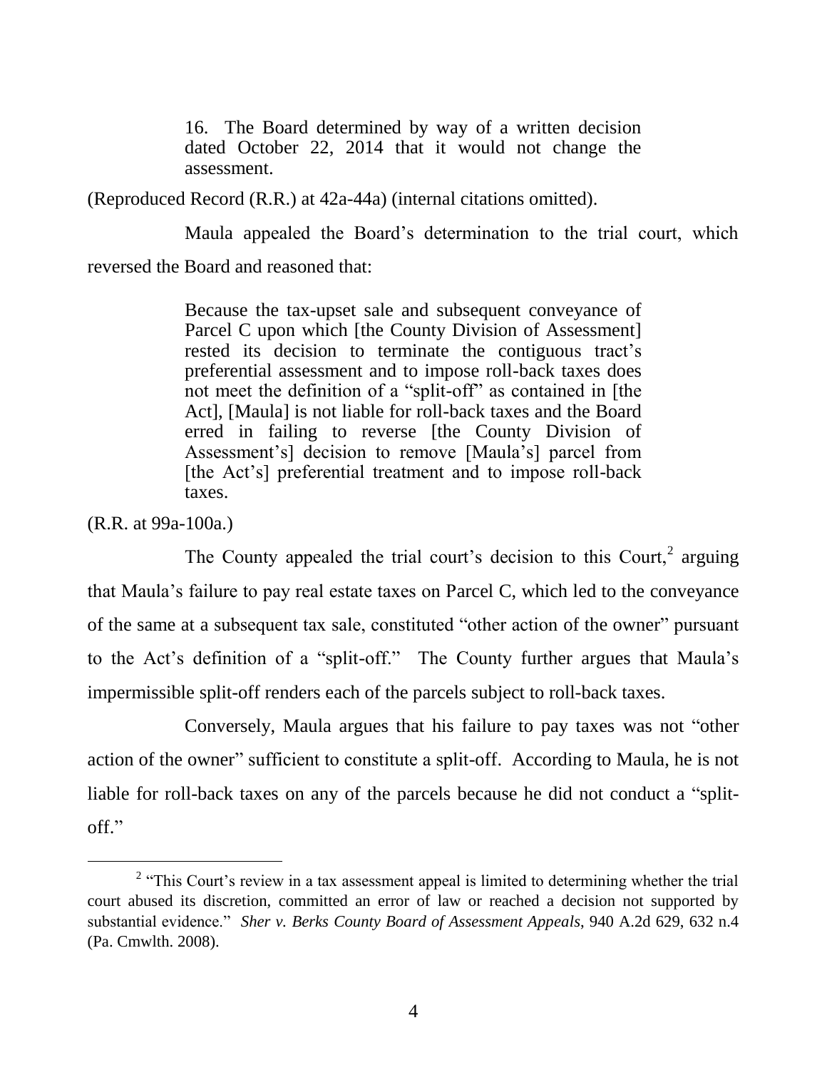> 16. The Board determined by way of a written decision dated October 22, 2014 that it would not change the assessment.

(Reproduced Record (R.R.) at 42a-44a) (internal citations omitted).

Maula appealed the Board's determination to the trial court, which reversed the Board and reasoned that:

> Because the tax-upset sale and subsequent conveyance of Parcel C upon which [the County Division of Assessment] rested its decision to terminate the contiguous tract's preferential assessment and to impose roll-back taxes does not meet the definition of a "split-off" as contained in [the Act], [Maula] is not liable for roll-back taxes and the Board erred in failing to reverse [the County Division of Assessment's] decision to remove [Maula's] parcel from [the Act's] preferential treatment and to impose roll-back taxes.

(R.R. at 99a-100a.)

The County appealed the trial court's decision to this Court,[2] arguing that Maula's failure to pay real estate taxes on Parcel C, which led to the conveyance of the same at a subsequent tax sale, constituted "other action of the owner" pursuant to the Act's definition of a "split-off." The County further argues that Maula's impermissible split-off renders each of the parcels subject to roll-back taxes.

Conversely, Maula argues that his failure to pay taxes was not "other action of the owner" sufficient to constitute a split-off. According to Maula, he is not liable for roll-back taxes on any of the parcels because he did not conduct a "split-off."

---

[2] "This Court's review in a tax assessment appeal is limited to determining whether the trial court abused its discretion, committed an error of law or reached a decision not supported by substantial evidence." *Sher v. Berks County Board of Assessment Appeals*, 940 A.2d 629, 632 n.4 (Pa. Cmwlth. 2008).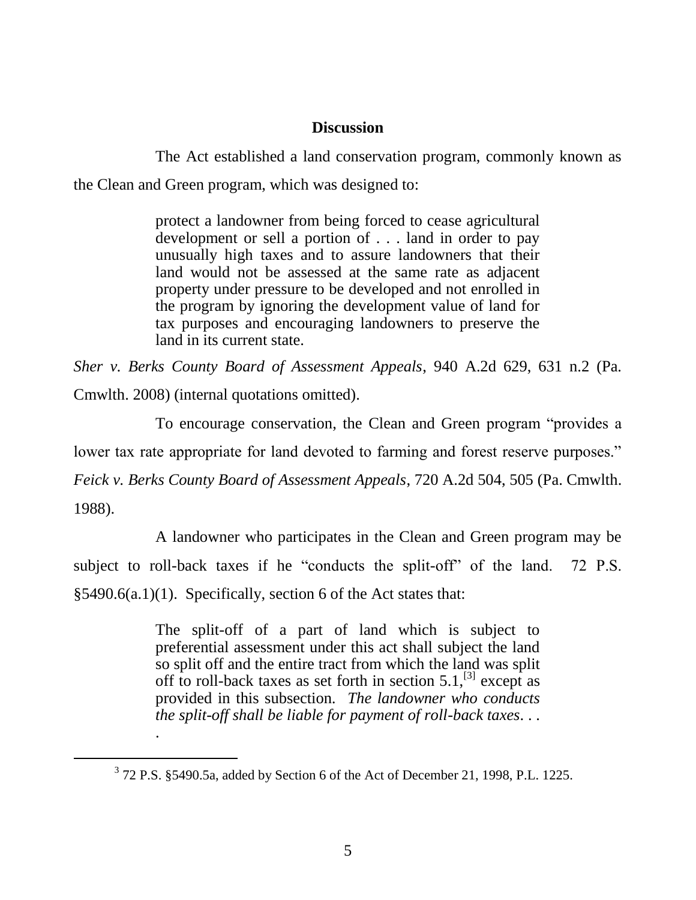## Discussion

The Act established a land conservation program, commonly known as the Clean and Green program, which was designed to:

> protect a landowner from being forced to cease agricultural development or sell a portion of . . . land in order to pay unusually high taxes and to assure landowners that their land would not be assessed at the same rate as adjacent property under pressure to be developed and not enrolled in the program by ignoring the development value of land for tax purposes and encouraging landowners to preserve the land in its current state.

*Sher v. Berks County Board of Assessment Appeals*, 940 A.2d 629, 631 n.2 (Pa. Cmwlth. 2008) (internal quotations omitted).

To encourage conservation, the Clean and Green program "provides a lower tax rate appropriate for land devoted to farming and forest reserve purposes." *Feick v. Berks County Board of Assessment Appeals*, 720 A.2d 504, 505 (Pa. Cmwlth. 1988).

A landowner who participates in the Clean and Green program may be subject to roll-back taxes if he "conducts the split-off" of the land. 72 P.S. §5490.6(a.1)(1). Specifically, section 6 of the Act states that:

> The split-off of a part of land which is subject to preferential assessment under this act shall subject the land so split off and the entire tract from which the land was split off to roll-back taxes as set forth in section 5.1,[3] except as provided in this subsection. *The landowner who conducts the split-off shall be liable for payment of roll-back taxes*. . . .

[3] 72 P.S. §5490.5a, added by Section 6 of the Act of December 21, 1998, P.L. 1225.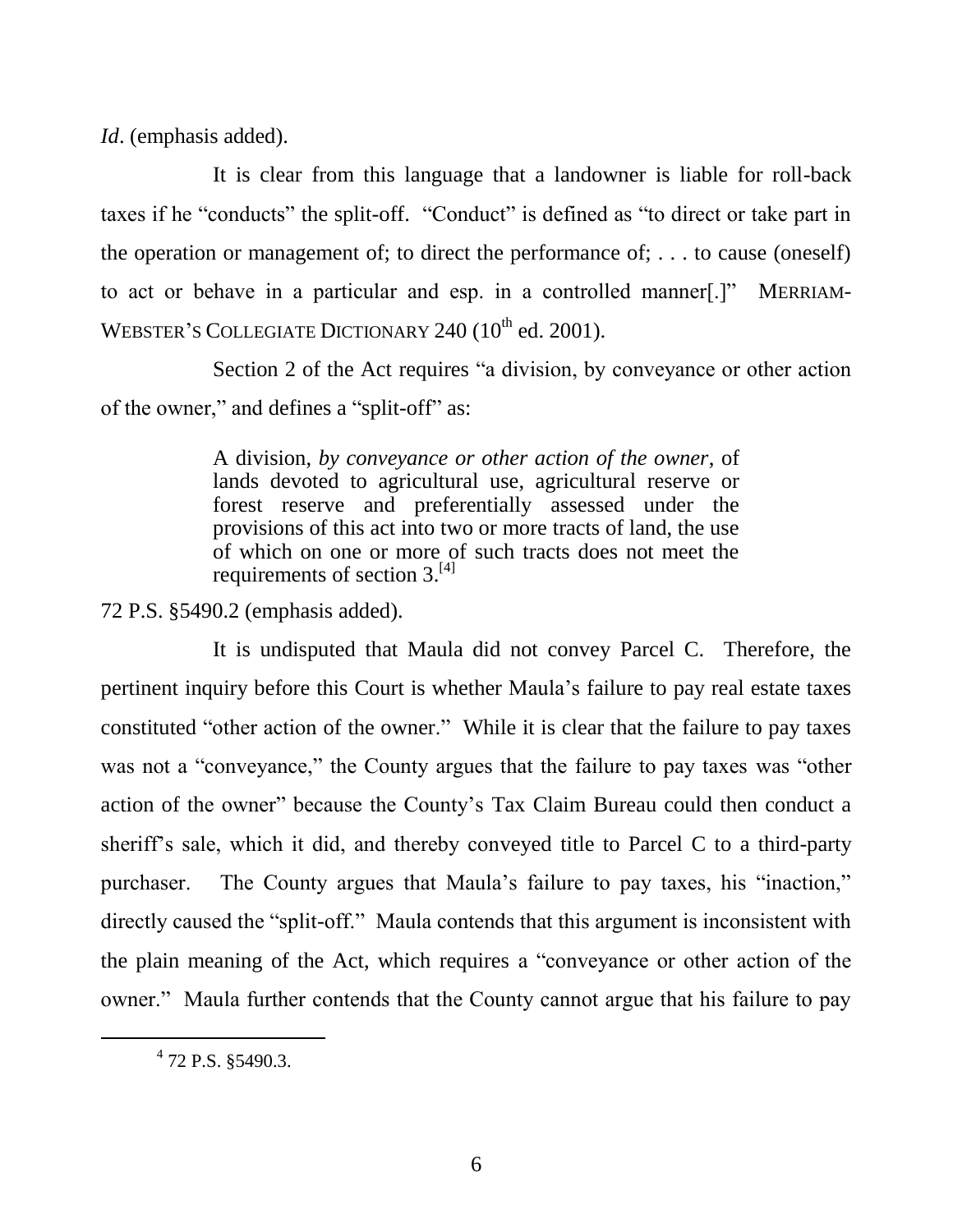*Id*. (emphasis added).

It is clear from this language that a landowner is liable for roll-back taxes if he "conducts" the split-off. "Conduct" is defined as "to direct or take part in the operation or management of; to direct the performance of; . . . to cause (oneself) to act or behave in a particular and esp. in a controlled manner[.]" MERRIAM-WEBSTER'S COLLEGIATE DICTIONARY 240 ($10^{th}$ ed. 2001).

Section 2 of the Act requires "a division, by conveyance or other action of the owner," and defines a "split-off" as:

> A division, *by conveyance or other action of the owner*, of lands devoted to agricultural use, agricultural reserve or forest reserve and preferentially assessed under the provisions of this act into two or more tracts of land, the use of which on one or more of such tracts does not meet the requirements of section 3.[4]

72 P.S. §5490.2 (emphasis added).

It is undisputed that Maula did not convey Parcel C. Therefore, the pertinent inquiry before this Court is whether Maula's failure to pay real estate taxes constituted "other action of the owner." While it is clear that the failure to pay taxes was not a "conveyance," the County argues that the failure to pay taxes was "other action of the owner" because the County's Tax Claim Bureau could then conduct a sheriff's sale, which it did, and thereby conveyed title to Parcel C to a third-party purchaser. The County argues that Maula's failure to pay taxes, his "inaction," directly caused the "split-off." Maula contends that this argument is inconsistent with the plain meaning of the Act, which requires a "conveyance or other action of the owner." Maula further contends that the County cannot argue that his failure to pay

---

[4] 72 P.S. §5490.3.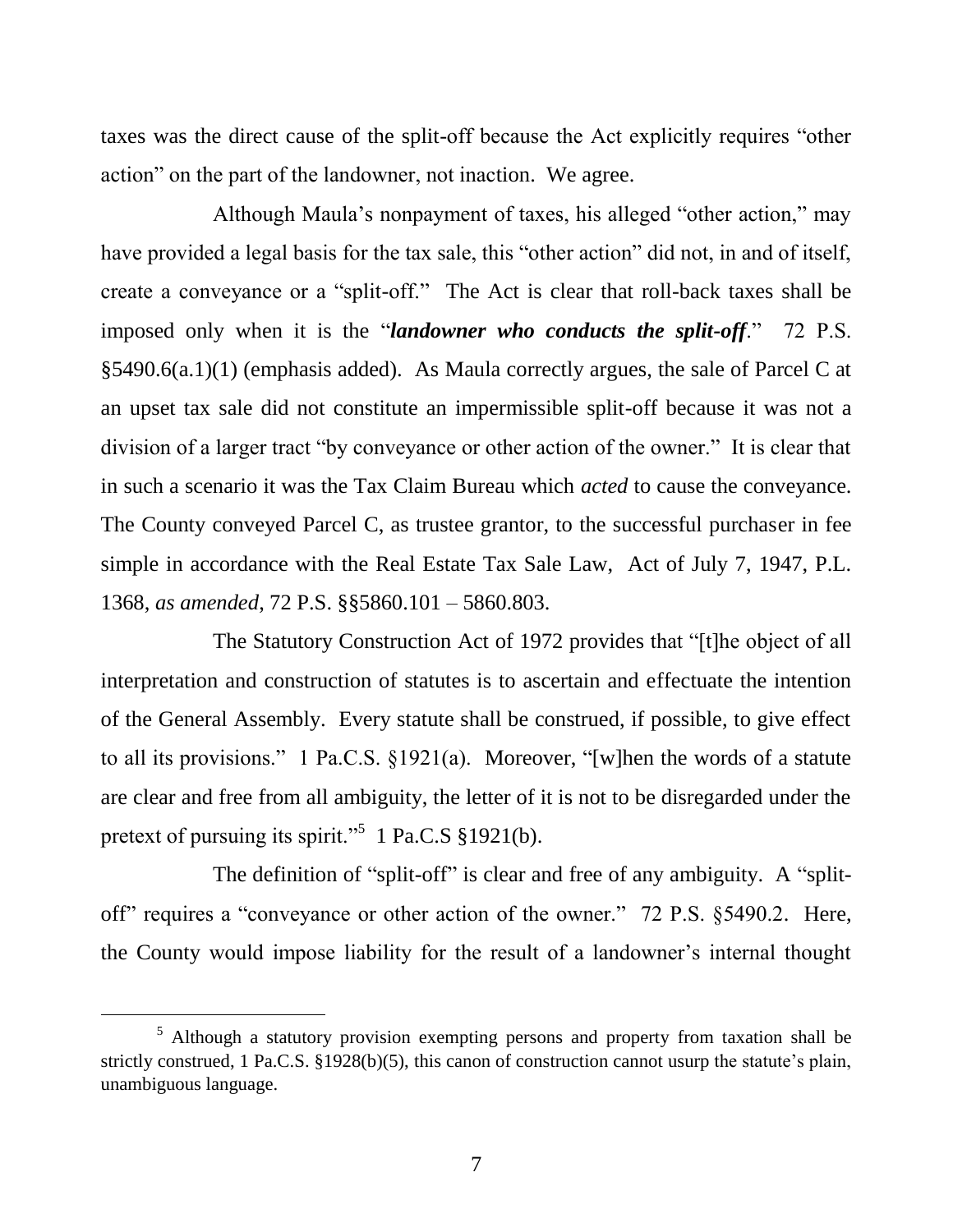taxes was the direct cause of the split-off because the Act explicitly requires "other action" on the part of the landowner, not inaction. We agree.

Although Maula's nonpayment of taxes, his alleged "other action," may have provided a legal basis for the tax sale, this "other action" did not, in and of itself, create a conveyance or a "split-off." The Act is clear that roll-back taxes shall be imposed only when it is the "***landowner who conducts the split-off***." 72 P.S. §5490.6(a.1)(1) (emphasis added). As Maula correctly argues, the sale of Parcel C at an upset tax sale did not constitute an impermissible split-off because it was not a division of a larger tract "by conveyance or other action of the owner." It is clear that in such a scenario it was the Tax Claim Bureau which *acted* to cause the conveyance. The County conveyed Parcel C, as trustee grantor, to the successful purchaser in fee simple in accordance with the Real Estate Tax Sale Law, Act of July 7, 1947, P.L. 1368, *as amended*, 72 P.S. §§5860.101 – 5860.803.

The Statutory Construction Act of 1972 provides that "[t]he object of all interpretation and construction of statutes is to ascertain and effectuate the intention of the General Assembly. Every statute shall be construed, if possible, to give effect to all its provisions." 1 Pa.C.S. §1921(a). Moreover, "[w]hen the words of a statute are clear and free from all ambiguity, the letter of it is not to be disregarded under the pretext of pursuing its spirit."[5] 1 Pa.C.S §1921(b).

The definition of "split-off" is clear and free of any ambiguity. A "split-off" requires a "conveyance or other action of the owner." 72 P.S. §5490.2. Here, the County would impose liability for the result of a landowner's internal thought

[5] Although a statutory provision exempting persons and property from taxation shall be strictly construed, 1 Pa.C.S. §1928(b)(5), this canon of construction cannot usurp the statute's plain, unambiguous language.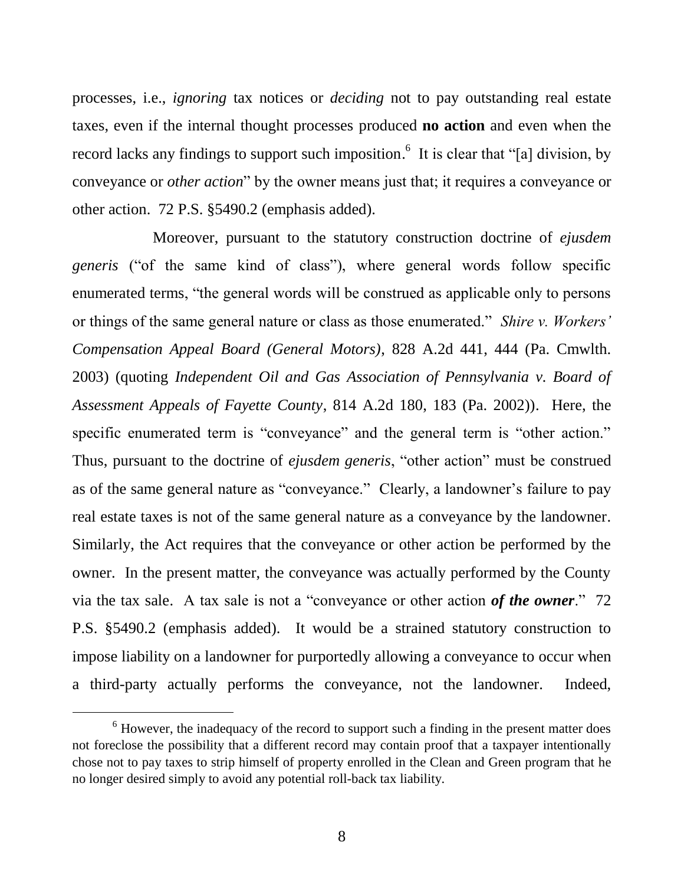processes, i.e., *ignoring* tax notices or *deciding* not to pay outstanding real estate taxes, even if the internal thought processes produced **no action** and even when the record lacks any findings to support such imposition.[6] It is clear that "[a] division, by conveyance or *other action*" by the owner means just that; it requires a conveyance or other action. 72 P.S. §5490.2 (emphasis added).

Moreover, pursuant to the statutory construction doctrine of *ejusdem generis* ("of the same kind of class"), where general words follow specific enumerated terms, "the general words will be construed as applicable only to persons or things of the same general nature or class as those enumerated." *Shire v. Workers' Compensation Appeal Board (General Motors)*, 828 A.2d 441, 444 (Pa. Cmwlth. 2003) (quoting *Independent Oil and Gas Association of Pennsylvania v. Board of Assessment Appeals of Fayette County*, 814 A.2d 180, 183 (Pa. 2002)). Here, the specific enumerated term is "conveyance" and the general term is "other action." Thus, pursuant to the doctrine of *ejusdem generis*, "other action" must be construed as of the same general nature as "conveyance." Clearly, a landowner's failure to pay real estate taxes is not of the same general nature as a conveyance by the landowner. Similarly, the Act requires that the conveyance or other action be performed by the owner. In the present matter, the conveyance was actually performed by the County via the tax sale. A tax sale is not a "conveyance or other action ***of the owner***." 72 P.S. §5490.2 (emphasis added). It would be a strained statutory construction to impose liability on a landowner for purportedly allowing a conveyance to occur when a third-party actually performs the conveyance, not the landowner. Indeed,

[6] However, the inadequacy of the record to support such a finding in the present matter does not foreclose the possibility that a different record may contain proof that a taxpayer intentionally chose not to pay taxes to strip himself of property enrolled in the Clean and Green program that he no longer desired simply to avoid any potential roll-back tax liability.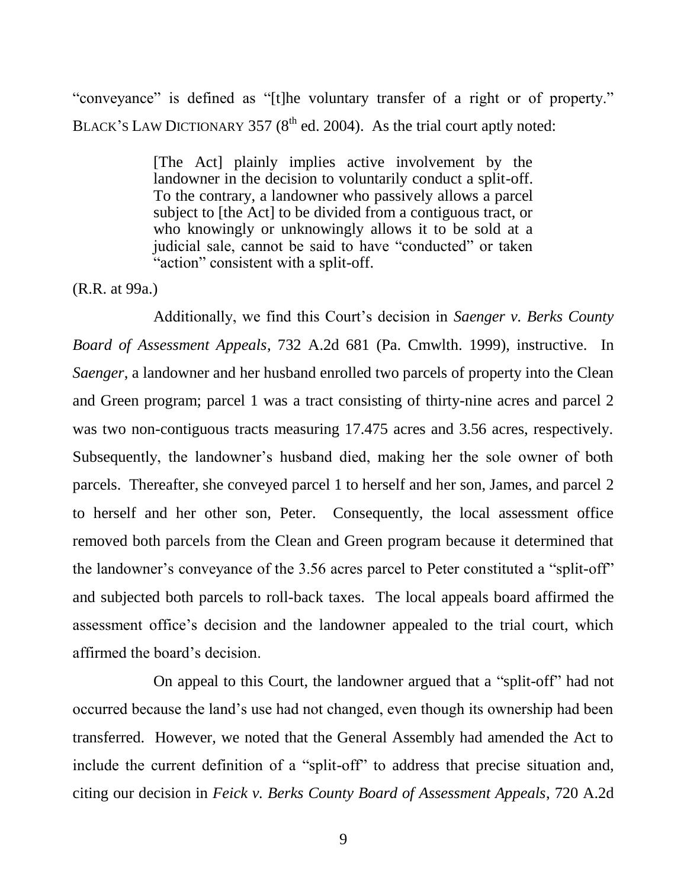"conveyance" is defined as "[t]he voluntary transfer of a right or of property." BLACK'S LAW DICTIONARY 357 (8th ed. 2004). As the trial court aptly noted:

> [The Act] plainly implies active involvement by the landowner in the decision to voluntarily conduct a split-off. To the contrary, a landowner who passively allows a parcel subject to [the Act] to be divided from a contiguous tract, or who knowingly or unknowingly allows it to be sold at a judicial sale, cannot be said to have "conducted" or taken "action" consistent with a split-off.

(R.R. at 99a.)

Additionally, we find this Court's decision in *Saenger v. Berks County Board of Assessment Appeals*, 732 A.2d 681 (Pa. Cmwlth. 1999), instructive. In *Saenger*, a landowner and her husband enrolled two parcels of property into the Clean and Green program; parcel 1 was a tract consisting of thirty-nine acres and parcel 2 was two non-contiguous tracts measuring 17.475 acres and 3.56 acres, respectively. Subsequently, the landowner's husband died, making her the sole owner of both parcels. Thereafter, she conveyed parcel 1 to herself and her son, James, and parcel 2 to herself and her other son, Peter. Consequently, the local assessment office removed both parcels from the Clean and Green program because it determined that the landowner's conveyance of the 3.56 acres parcel to Peter constituted a "split-off" and subjected both parcels to roll-back taxes. The local appeals board affirmed the assessment office's decision and the landowner appealed to the trial court, which affirmed the board's decision.

On appeal to this Court, the landowner argued that a "split-off" had not occurred because the land's use had not changed, even though its ownership had been transferred. However, we noted that the General Assembly had amended the Act to include the current definition of a "split-off" to address that precise situation and, citing our decision in *Feick v. Berks County Board of Assessment Appeals*, 720 A.2d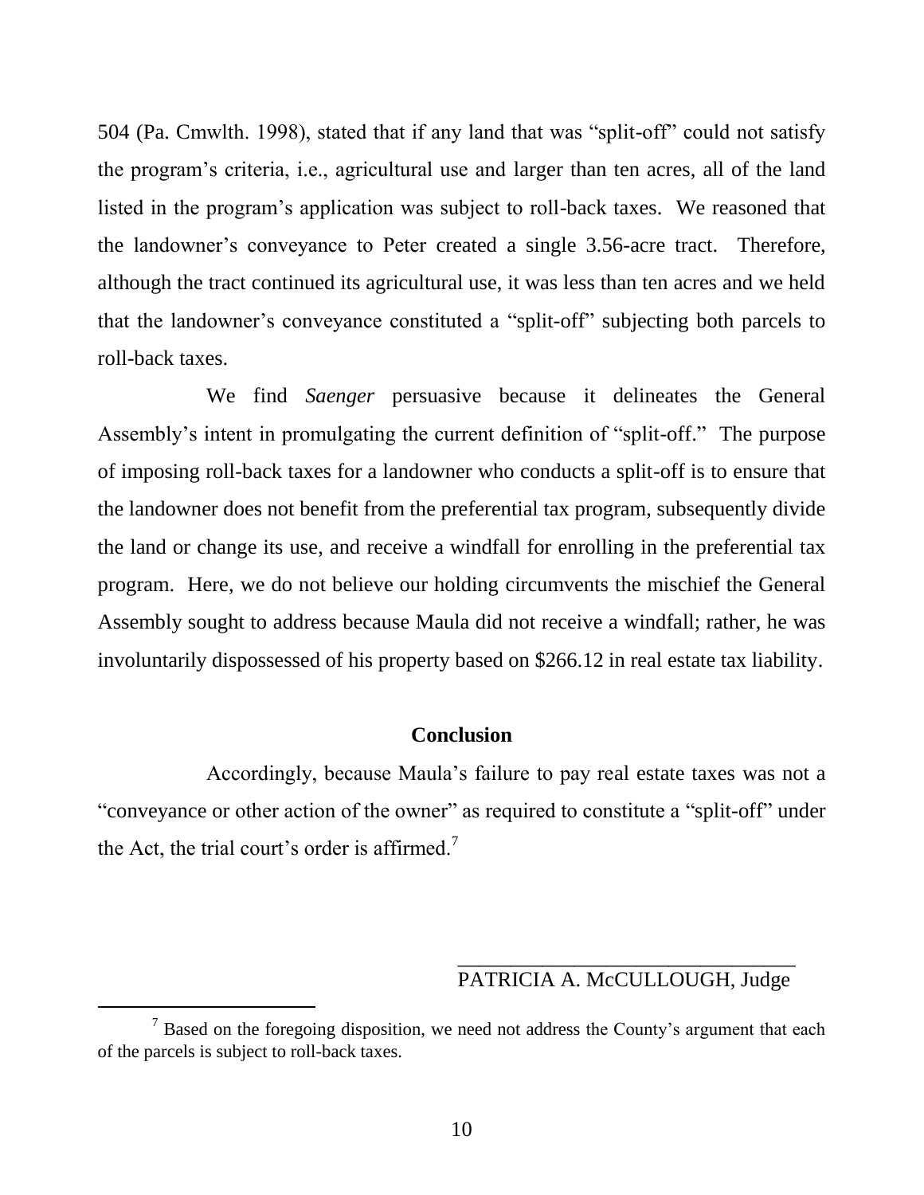504 (Pa. Cmwlth. 1998), stated that if any land that was "split-off" could not satisfy the program's criteria, i.e., agricultural use and larger than ten acres, all of the land listed in the program's application was subject to roll-back taxes. We reasoned that the landowner's conveyance to Peter created a single 3.56-acre tract. Therefore, although the tract continued its agricultural use, it was less than ten acres and we held that the landowner's conveyance constituted a "split-off" subjecting both parcels to roll-back taxes.

We find *Saenger* persuasive because it delineates the General Assembly's intent in promulgating the current definition of "split-off." The purpose of imposing roll-back taxes for a landowner who conducts a split-off is to ensure that the landowner does not benefit from the preferential tax program, subsequently divide the land or change its use, and receive a windfall for enrolling in the preferential tax program. Here, we do not believe our holding circumvents the mischief the General Assembly sought to address because Maula did not receive a windfall; rather, he was involuntarily dispossessed of his property based on $266.12 in real estate tax liability.

## Conclusion

Accordingly, because Maula's failure to pay real estate taxes was not a "conveyance or other action of the owner" as required to constitute a "split-off" under the Act, the trial court's order is affirmed.[7]

PATRICIA A. McCULLOUGH, Judge

---

[7] Based on the foregoing disposition, we need not address the County's argument that each of the parcels is subject to roll-back taxes.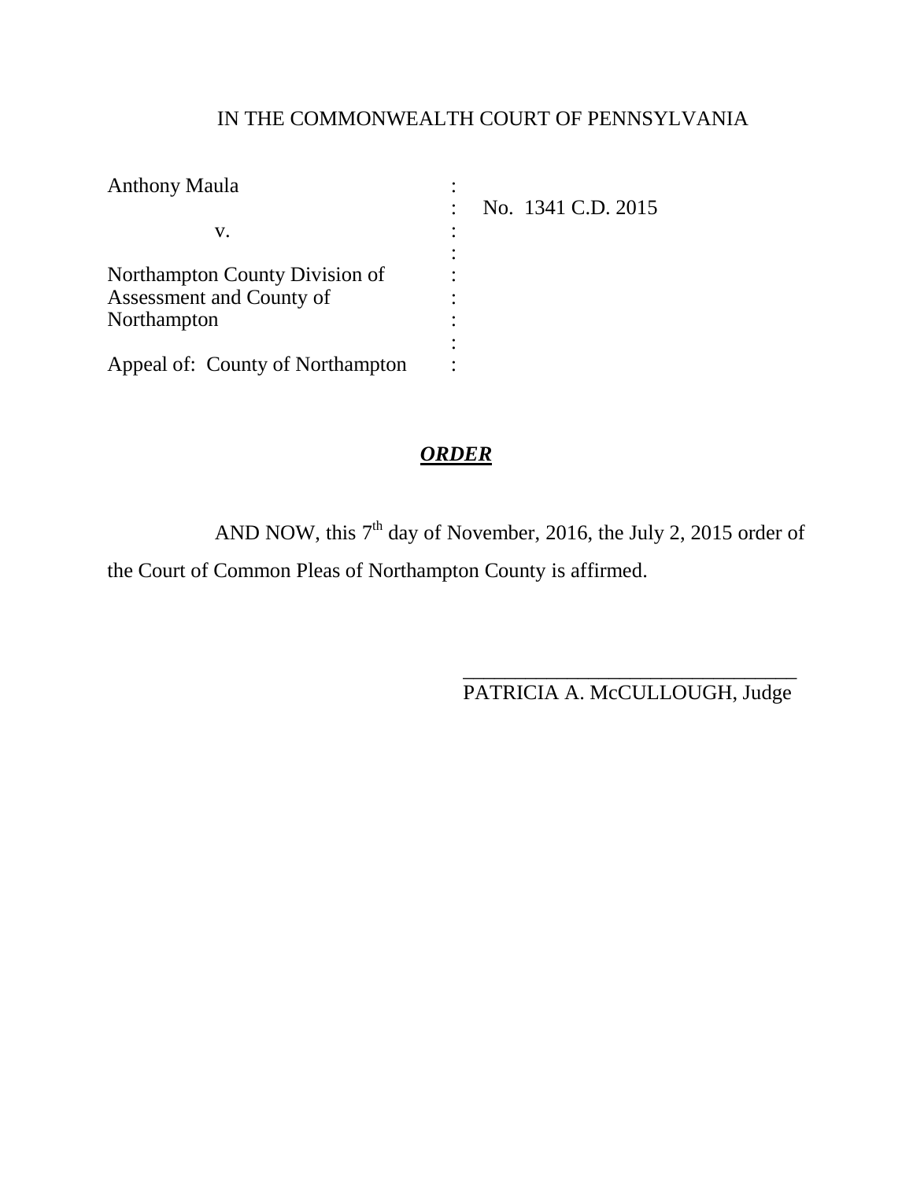IN THE COMMONWEALTH COURT OF PENNSYLVANIA

| | | |
|---|---|---|
| Anthony Maula | : | |
| | : | No. 1341 C.D. 2015 |
| v. | : | |
| | : | |
| Northampton County Division of Assessment and County of Northampton | : | |
| | : | |
| Appeal of: County of Northampton | : | |

***ORDER***

AND NOW, this 7th day of November, 2016, the July 2, 2015 order of the Court of Common Pleas of Northampton County is affirmed.

\_\_\_\_\_\_\_\_\_\_\_\_\_\_\_\_\_\_\_\_\_\_\_\_\_\_\_\_\_\_\_\_\_\_

PATRICIA A. McCULLOUGH, Judge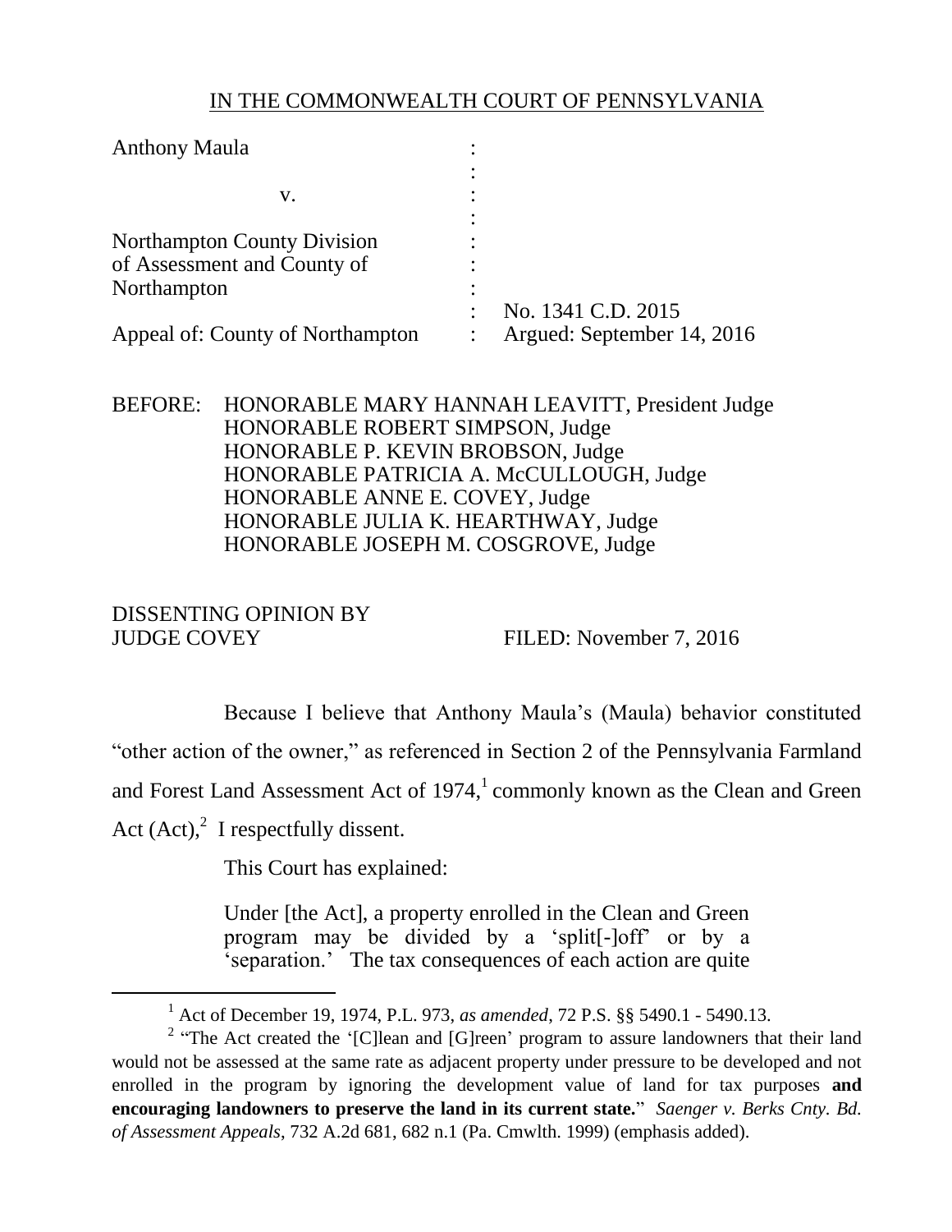IN THE COMMONWEALTH COURT OF PENNSYLVANIA

| | | |
|---|---|---|
| Anthony Maula | : | |
| | : | |
| v. | : | |
| | : | |
| Northampton County Division | : | |
| of Assessment and County of | : | |
| Northampton | : | |
| | : | No. 1341 C.D. 2015 |
| Appeal of: County of Northampton | : | Argued: September 14, 2016 |

BEFORE: HONORABLE MARY HANNAH LEAVITT, President Judge
HONORABLE ROBERT SIMPSON, Judge
HONORABLE P. KEVIN BROBSON, Judge
HONORABLE PATRICIA A. McCULLOUGH, Judge
HONORABLE ANNE E. COVEY, Judge
HONORABLE JULIA K. HEARTHWAY, Judge
HONORABLE JOSEPH M. COSGROVE, Judge

DISSENTING OPINION BY
JUDGE COVEY FILED: November 7, 2016

Because I believe that Anthony Maula's (Maula) behavior constituted "other action of the owner," as referenced in Section 2 of the Pennsylvania Farmland and Forest Land Assessment Act of 1974,[1] commonly known as the Clean and Green Act (Act),[2] I respectfully dissent.

This Court has explained:

> Under [the Act], a property enrolled in the Clean and Green program may be divided by a 'split[-]off' or by a 'separation.' The tax consequences of each action are quite

---

[1] Act of December 19, 1974, P.L. 973, *as amended*, 72 P.S. §§ 5490.1 - 5490.13.

[2] "The Act created the '[C]lean and [G]reen' program to assure landowners that their land would not be assessed at the same rate as adjacent property under pressure to be developed and not enrolled in the program by ignoring the development value of land for tax purposes **and encouraging landowners to preserve the land in its current state.**" *Saenger v. Berks Cnty. Bd. of Assessment Appeals*, 732 A.2d 681, 682 n.1 (Pa. Cmwlth. 1999) (emphasis added).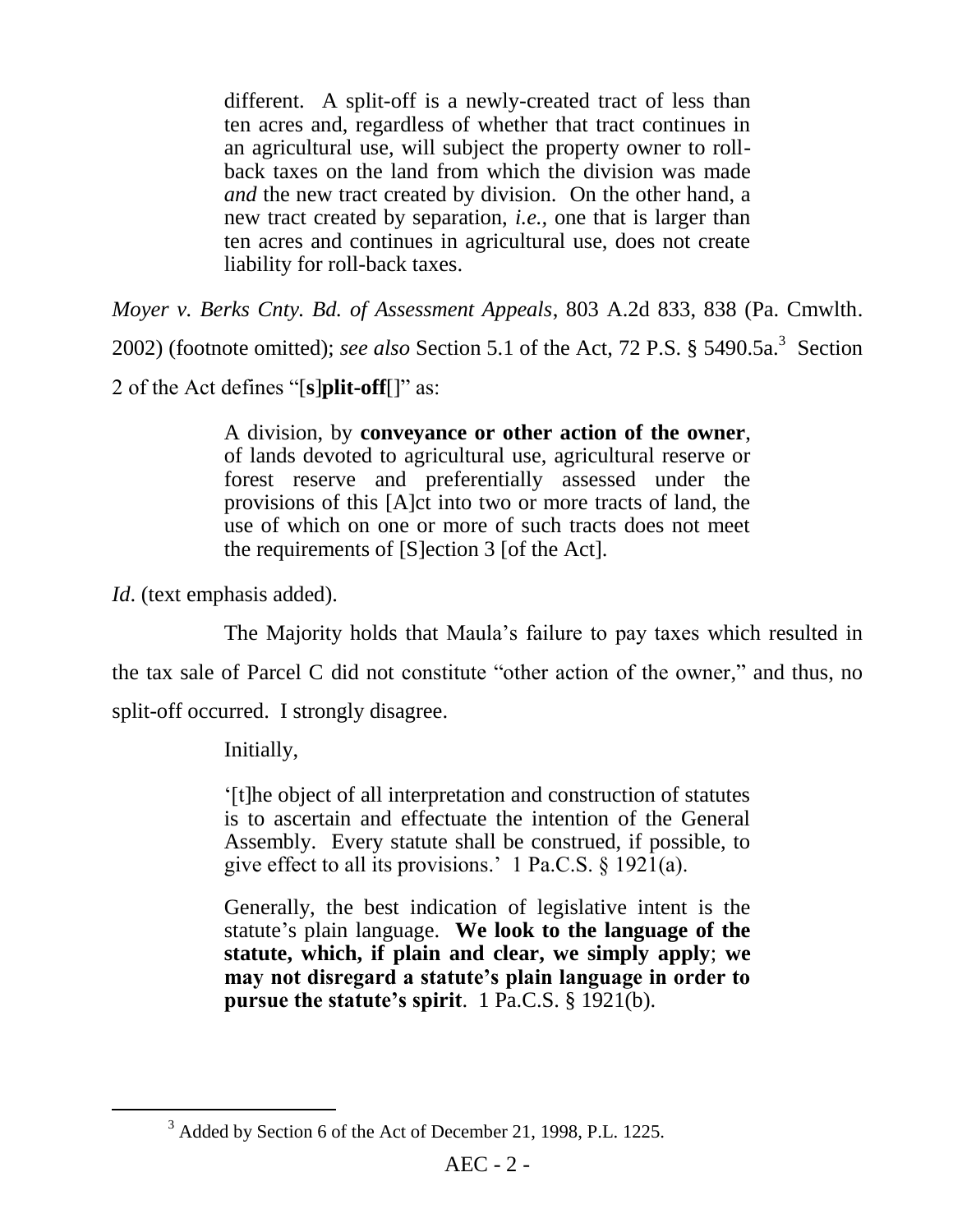> different. A split-off is a newly-created tract of less than ten acres and, regardless of whether that tract continues in an agricultural use, will subject the property owner to roll-back taxes on the land from which the division was made *and* the new tract created by division. On the other hand, a new tract created by separation, *i.e.*, one that is larger than ten acres and continues in agricultural use, does not create liability for roll-back taxes.

*Moyer v. Berks Cnty. Bd. of Assessment Appeals*, 803 A.2d 833, 838 (Pa. Cmwlth. 2002) (footnote omitted); *see also* Section 5.1 of the Act, 72 P.S. § 5490.5a.[3] Section 2 of the Act defines "[**s**]**plit-off**[]" as:

> A division, by **conveyance or other action of the owner**, of lands devoted to agricultural use, agricultural reserve or forest reserve and preferentially assessed under the provisions of this [A]ct into two or more tracts of land, the use of which on one or more of such tracts does not meet the requirements of [S]ection 3 [of the Act].

*Id*. (text emphasis added).

The Majority holds that Maula's failure to pay taxes which resulted in the tax sale of Parcel C did not constitute "other action of the owner," and thus, no split-off occurred. I strongly disagree.

Initially,

> '[t]he object of all interpretation and construction of statutes is to ascertain and effectuate the intention of the General Assembly. Every statute shall be construed, if possible, to give effect to all its provisions.' 1 Pa.C.S. § 1921(a).
>
> Generally, the best indication of legislative intent is the statute's plain language. **We look to the language of the statute, which, if plain and clear, we simply apply**; **we may not disregard a statute's plain language in order to pursue the statute's spirit**. 1 Pa.C.S. § 1921(b).

---

[3] Added by Section 6 of the Act of December 21, 1998, P.L. 1225.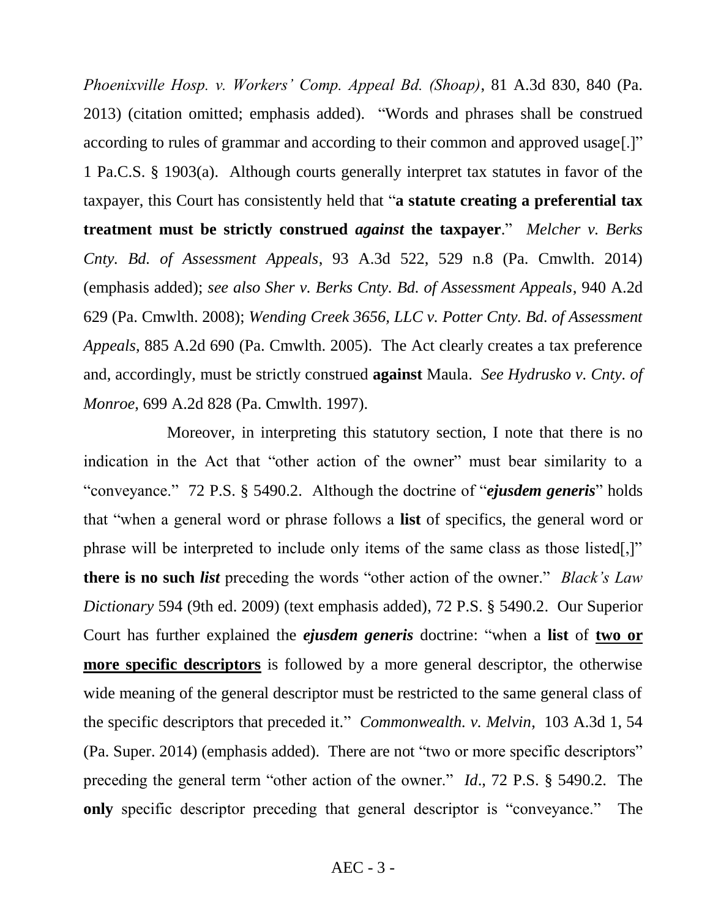*Phoenixville Hosp. v. Workers' Comp. Appeal Bd. (Shoap)*, 81 A.3d 830, 840 (Pa. 2013) (citation omitted; emphasis added). "Words and phrases shall be construed according to rules of grammar and according to their common and approved usage[.]" 1 Pa.C.S. § 1903(a). Although courts generally interpret tax statutes in favor of the taxpayer, this Court has consistently held that "**a statute creating a preferential tax treatment must be strictly construed *against* the taxpayer**." *Melcher v. Berks Cnty. Bd. of Assessment Appeals*, 93 A.3d 522, 529 n.8 (Pa. Cmwlth. 2014) (emphasis added); *see also Sher v. Berks Cnty. Bd. of Assessment Appeals*, 940 A.2d 629 (Pa. Cmwlth. 2008); *Wending Creek 3656, LLC v. Potter Cnty. Bd. of Assessment Appeals*, 885 A.2d 690 (Pa. Cmwlth. 2005). The Act clearly creates a tax preference and, accordingly, must be strictly construed **against** Maula. *See Hydrusko v. Cnty. of Monroe*, 699 A.2d 828 (Pa. Cmwlth. 1997).

Moreover, in interpreting this statutory section, I note that there is no indication in the Act that "other action of the owner" must bear similarity to a "conveyance." 72 P.S. § 5490.2. Although the doctrine of "***ejusdem generis***" holds that "when a general word or phrase follows a **list** of specifics, the general word or phrase will be interpreted to include only items of the same class as those listed[,]" **there is no such *list*** preceding the words "other action of the owner." *Black's Law Dictionary* 594 (9th ed. 2009) (text emphasis added), 72 P.S. § 5490.2. Our Superior Court has further explained the ***ejusdem generis*** doctrine: "when a **list** of <u>**two or more specific descriptors**</u> is followed by a more general descriptor, the otherwise wide meaning of the general descriptor must be restricted to the same general class of the specific descriptors that preceded it." *Commonwealth. v. Melvin*, 103 A.3d 1, 54 (Pa. Super. 2014) (emphasis added). There are not "two or more specific descriptors" preceding the general term "other action of the owner." *Id*., 72 P.S. § 5490.2. The **only** specific descriptor preceding that general descriptor is "conveyance." The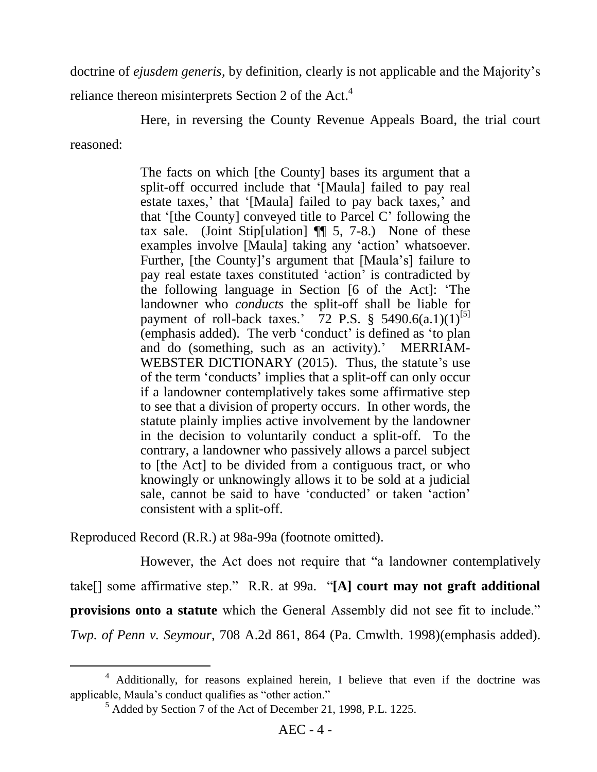doctrine of *ejusdem generis*, by definition, clearly is not applicable and the Majority's reliance thereon misinterprets Section 2 of the Act.[4]

Here, in reversing the County Revenue Appeals Board, the trial court reasoned:

> The facts on which [the County] bases its argument that a split-off occurred include that '[Maula] failed to pay real estate taxes,' that '[Maula] failed to pay back taxes,' and that '[the County] conveyed title to Parcel C' following the tax sale. (Joint Stip[ulation] ¶¶ 5, 7-8.) None of these examples involve [Maula] taking any 'action' whatsoever. Further, [the County]'s argument that [Maula's] failure to pay real estate taxes constituted 'action' is contradicted by the following language in Section [6 of the Act]: 'The landowner who *conducts* the split-off shall be liable for payment of roll-back taxes.' 72 P.S. § 5490.6(a.1)(1)[[5]] (emphasis added). The verb 'conduct' is defined as 'to plan and do (something, such as an activity).' MERRIAM-WEBSTER DICTIONARY (2015). Thus, the statute's use of the term 'conducts' implies that a split-off can only occur if a landowner contemplatively takes some affirmative step to see that a division of property occurs. In other words, the statute plainly implies active involvement by the landowner in the decision to voluntarily conduct a split-off. To the contrary, a landowner who passively allows a parcel subject to [the Act] to be divided from a contiguous tract, or who knowingly or unknowingly allows it to be sold at a judicial sale, cannot be said to have 'conducted' or taken 'action' consistent with a split-off.

Reproduced Record (R.R.) at 98a-99a (footnote omitted).

However, the Act does not require that "a landowner contemplatively take[] some affirmative step." R.R. at 99a. "**[A] court may not graft additional provisions onto a statute** which the General Assembly did not see fit to include." *Twp. of Penn v. Seymour*, 708 A.2d 861, 864 (Pa. Cmwlth. 1998)(emphasis added).

---

[4] Additionally, for reasons explained herein, I believe that even if the doctrine was applicable, Maula's conduct qualifies as "other action."

[5] Added by Section 7 of the Act of December 21, 1998, P.L. 1225.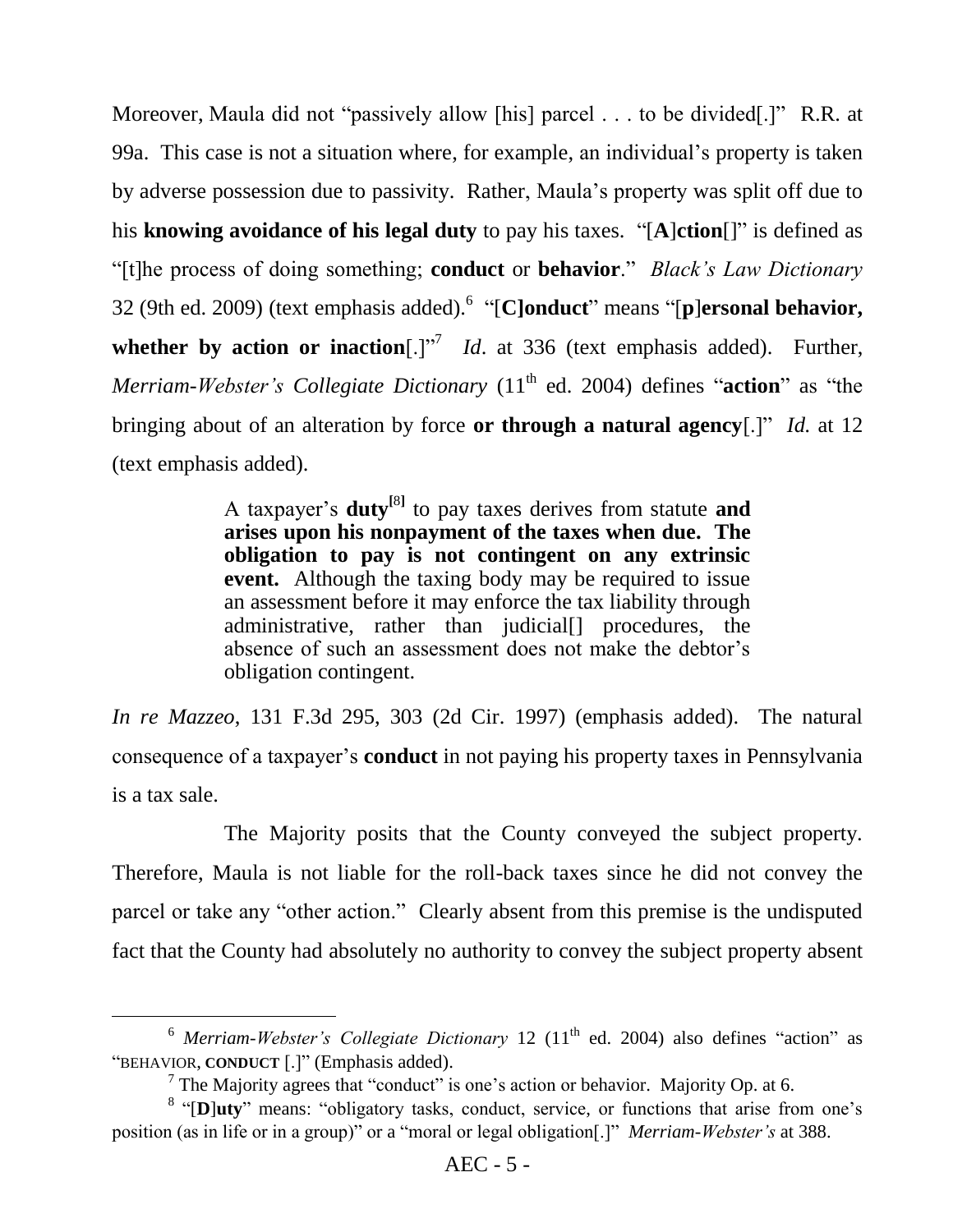Moreover, Maula did not "passively allow [his] parcel . . . to be divided[.]" R.R. at 99a. This case is not a situation where, for example, an individual's property is taken by adverse possession due to passivity. Rather, Maula's property was split off due to his **knowing avoidance of his legal duty** to pay his taxes. "[**A**]**ction**[]" is defined as "[t]he process of doing something; **conduct** or **behavior**." *Black's Law Dictionary* 32 (9th ed. 2009) (text emphasis added).[6] "[**C**]**onduct**" means "[**p**]**ersonal behavior, whether by action or inaction**[.]"[7] *Id*. at 336 (text emphasis added). Further, *Merriam-Webster's Collegiate Dictionary* (11th ed. 2004) defines "**action**" as "the bringing about of an alteration by force **or through a natural agency**[.]" *Id.* at 12 (text emphasis added).

> A taxpayer's **duty**[8] to pay taxes derives from statute **and arises upon his nonpayment of the taxes when due. The obligation to pay is not contingent on any extrinsic event.** Although the taxing body may be required to issue an assessment before it may enforce the tax liability through administrative, rather than judicial[] procedures, the absence of such an assessment does not make the debtor's obligation contingent.

*In re Mazzeo*, 131 F.3d 295, 303 (2d Cir. 1997) (emphasis added). The natural consequence of a taxpayer's **conduct** in not paying his property taxes in Pennsylvania is a tax sale.

The Majority posits that the County conveyed the subject property. Therefore, Maula is not liable for the roll-back taxes since he did not convey the parcel or take any "other action." Clearly absent from this premise is the undisputed fact that the County had absolutely no authority to convey the subject property absent

---

[6] *Merriam-Webster's Collegiate Dictionary* 12 (11th ed. 2004) also defines "action" as "BEHAVIOR, **CONDUCT** [.]" (Emphasis added).

[7] The Majority agrees that "conduct" is one's action or behavior. Majority Op. at 6.

[8] "[**D**]**uty**" means: "obligatory tasks, conduct, service, or functions that arise from one's position (as in life or in a group)" or a "moral or legal obligation[.]" *Merriam-Webster's* at 388.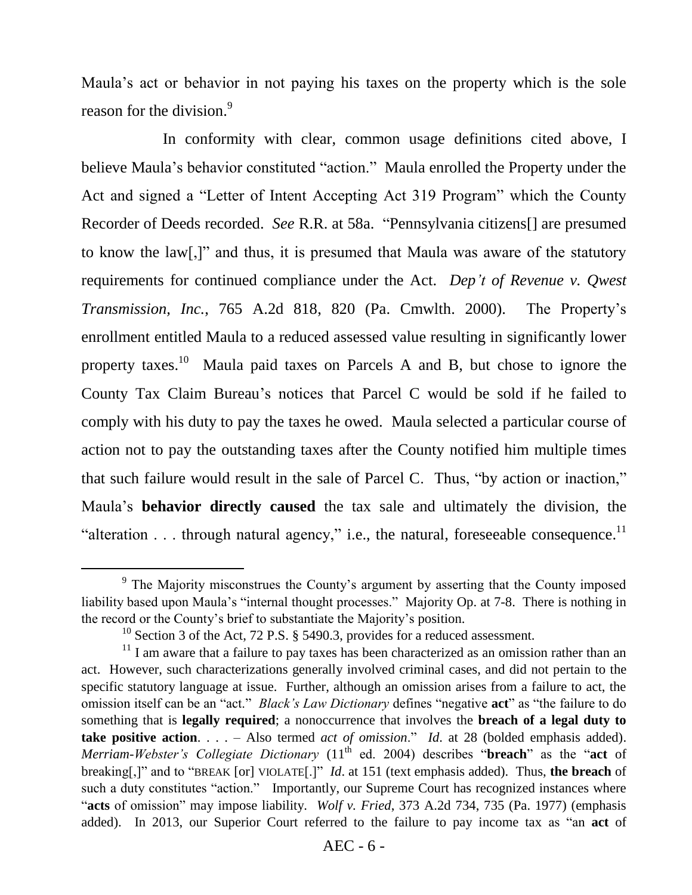Maula's act or behavior in not paying his taxes on the property which is the sole reason for the division.[9]

In conformity with clear, common usage definitions cited above, I believe Maula's behavior constituted "action." Maula enrolled the Property under the Act and signed a "Letter of Intent Accepting Act 319 Program" which the County Recorder of Deeds recorded. *See* R.R. at 58a. "Pennsylvania citizens[] are presumed to know the law[,]" and thus, it is presumed that Maula was aware of the statutory requirements for continued compliance under the Act. *Dep't of Revenue v. Qwest Transmission, Inc.*, 765 A.2d 818, 820 (Pa. Cmwlth. 2000). The Property's enrollment entitled Maula to a reduced assessed value resulting in significantly lower property taxes.[10] Maula paid taxes on Parcels A and B, but chose to ignore the County Tax Claim Bureau's notices that Parcel C would be sold if he failed to comply with his duty to pay the taxes he owed. Maula selected a particular course of action not to pay the outstanding taxes after the County notified him multiple times that such failure would result in the sale of Parcel C. Thus, "by action or inaction," Maula's **behavior directly caused** the tax sale and ultimately the division, the "alteration . . . through natural agency," i.e., the natural, foreseeable consequence.[11]

---

[9] The Majority misconstrues the County's argument by asserting that the County imposed liability based upon Maula's "internal thought processes." Majority Op. at 7-8. There is nothing in the record or the County's brief to substantiate the Majority's position.

[10] Section 3 of the Act, 72 P.S. § 5490.3, provides for a reduced assessment.

[11] I am aware that a failure to pay taxes has been characterized as an omission rather than an act. However, such characterizations generally involved criminal cases, and did not pertain to the specific statutory language at issue. Further, although an omission arises from a failure to act, the omission itself can be an "act." *Black's Law Dictionary* defines "negative **act**" as "the failure to do something that is **legally required**; a nonoccurrence that involves the **breach of a legal duty to take positive action**. . . . – Also termed *act of omission*." *Id.* at 28 (bolded emphasis added). *Merriam-Webster's Collegiate Dictionary* (11th ed. 2004) describes "**breach**" as the "**act** of breaking[,]" and to "BREAK [or] VIOLATE[.]" *Id*. at 151 (text emphasis added). Thus, **the breach** of such a duty constitutes "action." Importantly, our Supreme Court has recognized instances where "**acts** of omission" may impose liability. *Wolf v. Fried*, 373 A.2d 734, 735 (Pa. 1977) (emphasis added). In 2013, our Superior Court referred to the failure to pay income tax as "an **act** of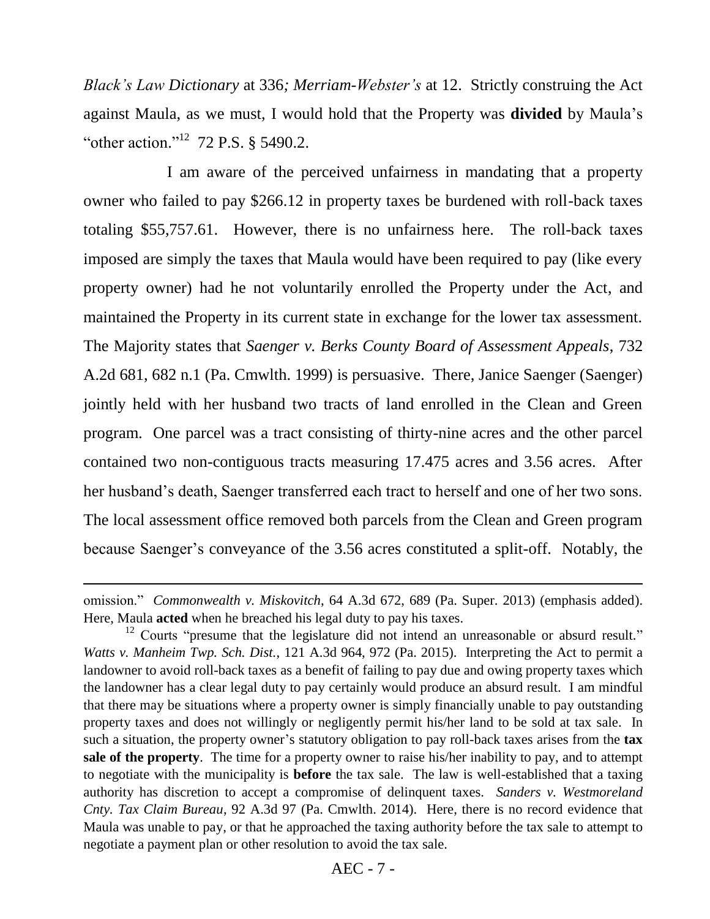*Black's Law Dictionary* at 336*; Merriam-Webster's* at 12. Strictly construing the Act against Maula, as we must, I would hold that the Property was **divided** by Maula's "other action."[12] 72 P.S. § 5490.2.

I am aware of the perceived unfairness in mandating that a property owner who failed to pay $266.12 in property taxes be burdened with roll-back taxes totaling $55,757.61. However, there is no unfairness here. The roll-back taxes imposed are simply the taxes that Maula would have been required to pay (like every property owner) had he not voluntarily enrolled the Property under the Act, and maintained the Property in its current state in exchange for the lower tax assessment. The Majority states that *Saenger v. Berks County Board of Assessment Appeals*, 732 A.2d 681, 682 n.1 (Pa. Cmwlth. 1999) is persuasive. There, Janice Saenger (Saenger) jointly held with her husband two tracts of land enrolled in the Clean and Green program. One parcel was a tract consisting of thirty-nine acres and the other parcel contained two non-contiguous tracts measuring 17.475 acres and 3.56 acres. After her husband's death, Saenger transferred each tract to herself and one of her two sons. The local assessment office removed both parcels from the Clean and Green program because Saenger's conveyance of the 3.56 acres constituted a split-off. Notably, the

---

omission." *Commonwealth v. Miskovitch*, 64 A.3d 672, 689 (Pa. Super. 2013) (emphasis added). Here, Maula **acted** when he breached his legal duty to pay his taxes.

[12] Courts "presume that the legislature did not intend an unreasonable or absurd result." *Watts v. Manheim Twp. Sch. Dist.*, 121 A.3d 964, 972 (Pa. 2015). Interpreting the Act to permit a landowner to avoid roll-back taxes as a benefit of failing to pay due and owing property taxes which the landowner has a clear legal duty to pay certainly would produce an absurd result. I am mindful that there may be situations where a property owner is simply financially unable to pay outstanding property taxes and does not willingly or negligently permit his/her land to be sold at tax sale. In such a situation, the property owner's statutory obligation to pay roll-back taxes arises from the **tax sale of the property**. The time for a property owner to raise his/her inability to pay, and to attempt to negotiate with the municipality is **before** the tax sale. The law is well-established that a taxing authority has discretion to accept a compromise of delinquent taxes. *Sanders v. Westmoreland Cnty. Tax Claim Bureau*, 92 A.3d 97 (Pa. Cmwlth. 2014). Here, there is no record evidence that Maula was unable to pay, or that he approached the taxing authority before the tax sale to attempt to negotiate a payment plan or other resolution to avoid the tax sale.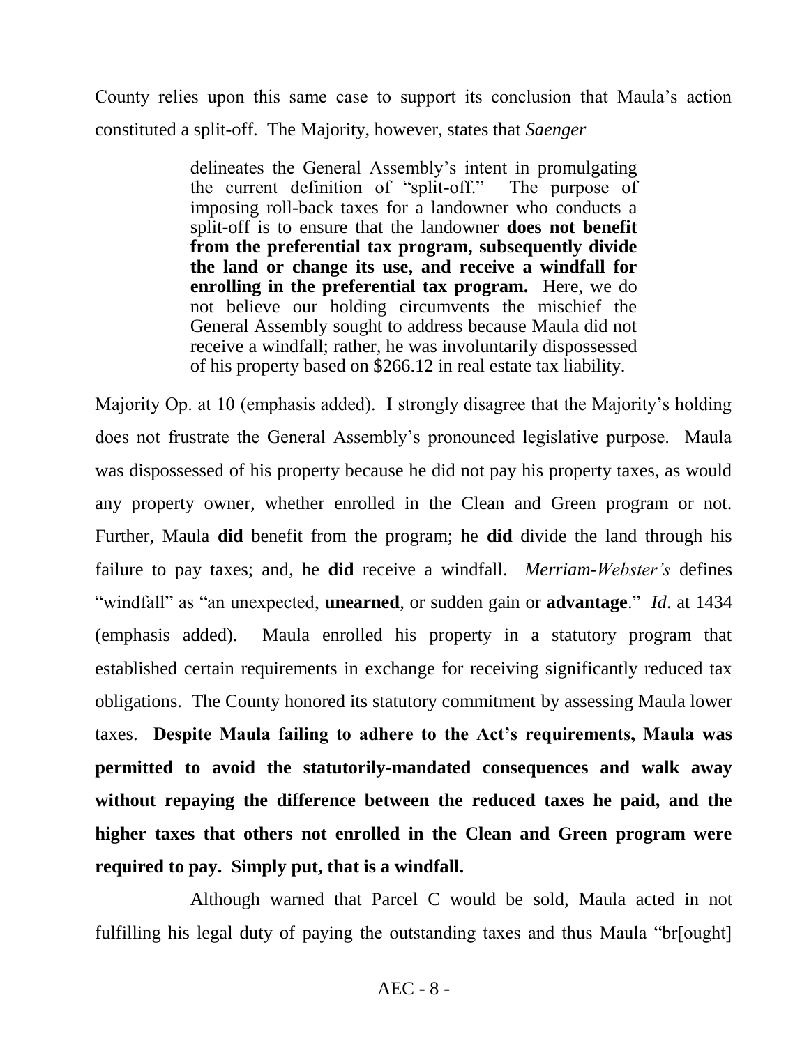County relies upon this same case to support its conclusion that Maula's action constituted a split-off. The Majority, however, states that *Saenger*

> delineates the General Assembly's intent in promulgating the current definition of "split-off." The purpose of imposing roll-back taxes for a landowner who conducts a split-off is to ensure that the landowner **does not benefit from the preferential tax program, subsequently divide the land or change its use, and receive a windfall for enrolling in the preferential tax program.** Here, we do not believe our holding circumvents the mischief the General Assembly sought to address because Maula did not receive a windfall; rather, he was involuntarily dispossessed of his property based on $266.12 in real estate tax liability.

Majority Op. at 10 (emphasis added). I strongly disagree that the Majority's holding does not frustrate the General Assembly's pronounced legislative purpose. Maula was dispossessed of his property because he did not pay his property taxes, as would any property owner, whether enrolled in the Clean and Green program or not. Further, Maula **did** benefit from the program; he **did** divide the land through his failure to pay taxes; and, he **did** receive a windfall. *Merriam-Webster's* defines "windfall" as "an unexpected, **unearned**, or sudden gain or **advantage**." *Id*. at 1434 (emphasis added). Maula enrolled his property in a statutory program that established certain requirements in exchange for receiving significantly reduced tax obligations. The County honored its statutory commitment by assessing Maula lower taxes. **Despite Maula failing to adhere to the Act's requirements, Maula was permitted to avoid the statutorily-mandated consequences and walk away without repaying the difference between the reduced taxes he paid, and the higher taxes that others not enrolled in the Clean and Green program were required to pay. Simply put, that is a windfall.**

Although warned that Parcel C would be sold, Maula acted in not fulfilling his legal duty of paying the outstanding taxes and thus Maula "br[ought]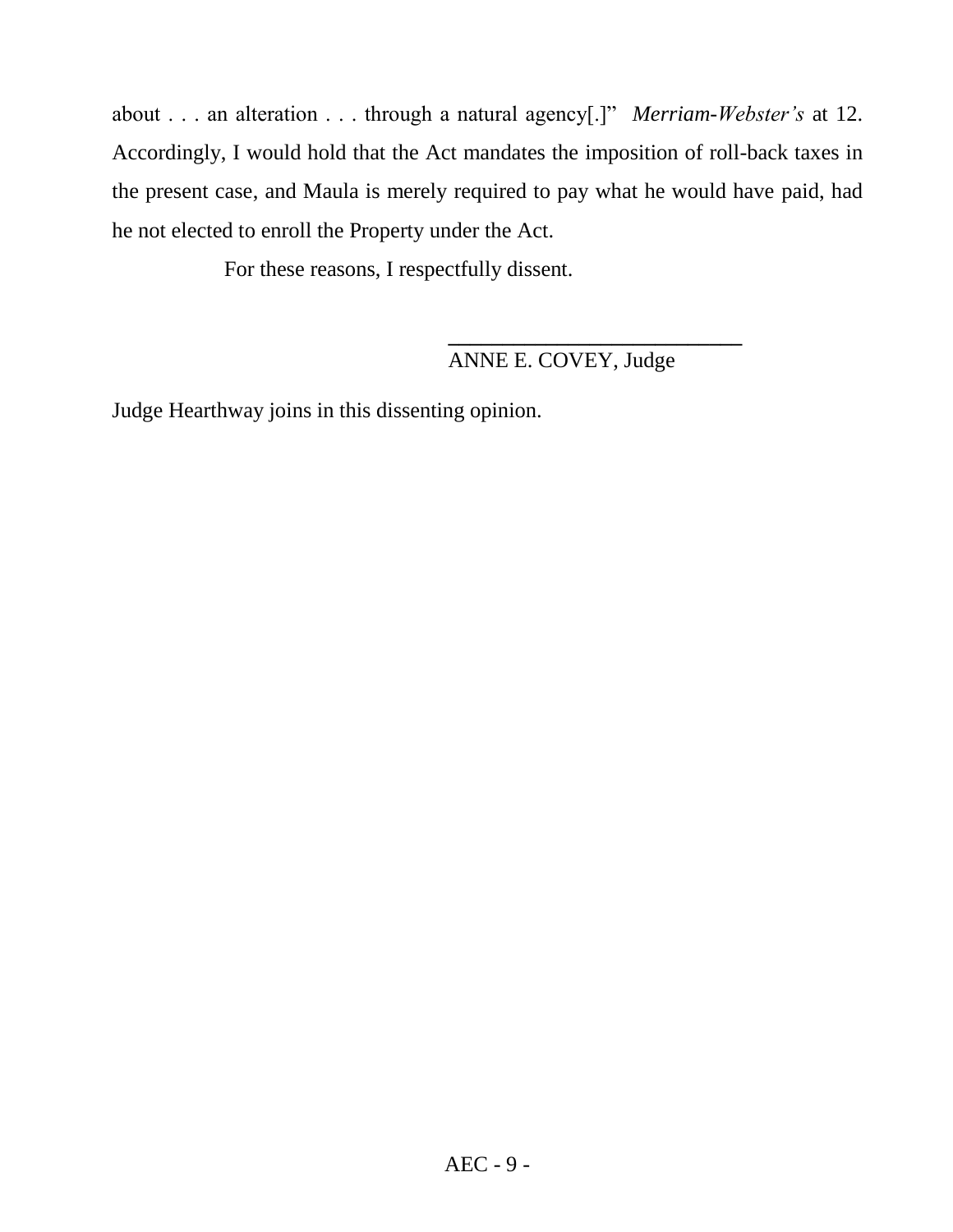about . . . an alteration . . . through a natural agency[.]" *Merriam-Webster's* at 12. Accordingly, I would hold that the Act mandates the imposition of roll-back taxes in the present case, and Maula is merely required to pay what he would have paid, had he not elected to enroll the Property under the Act.

For these reasons, I respectfully dissent.

___________________________
ANNE E. COVEY, Judge

Judge Hearthway joins in this dissenting opinion.